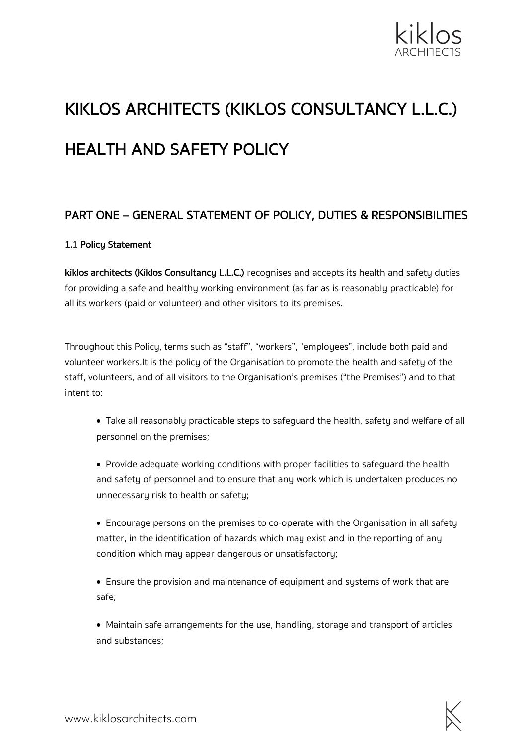# KIKLOS ARCHITECTS (KIKLOS CONSULTANCY L.L.C.)

# HEALTH AND SAFETY POLICY

## PART ONE – GENERAL STATEMENT OF POLICY, DUTIES & RESPONSIBILITIES

### 1.1 Policy Statement

**kiklos architects (Kiklos Consultancy L.L.C.)** recognises and accepts its health and safety duties for providing a safe and healthy working environment (as far as is reasonably practicable) for all its workers (paid or volunteer) and other visitors to its premises.

Throughout this Policy, terms such as "staff", "workers", "employees", include both paid and volunteer workers.It is the policy of the Organisation to promote the health and safety of the staff, volunteers, and of all visitors to the Organisation's premises ("the Premises") and to that intent to:

- Take all reasonably practicable steps to safeguard the health, safety and welfare of all personnel on the premises;
- Provide adequate working conditions with proper facilities to safeguard the health and safety of personnel and to ensure that any work which is undertaken produces no unnecessary risk to health or safety;
- Encourage persons on the premises to co-operate with the Organisation in all safety matter, in the identification of hazards which may exist and in the reporting of any condition which may appear dangerous or unsatisfactory;
- Ensure the provision and maintenance of equipment and systems of work that are safe;
- Maintain safe arrangements for the use, handling, storage and transport of articles and substances;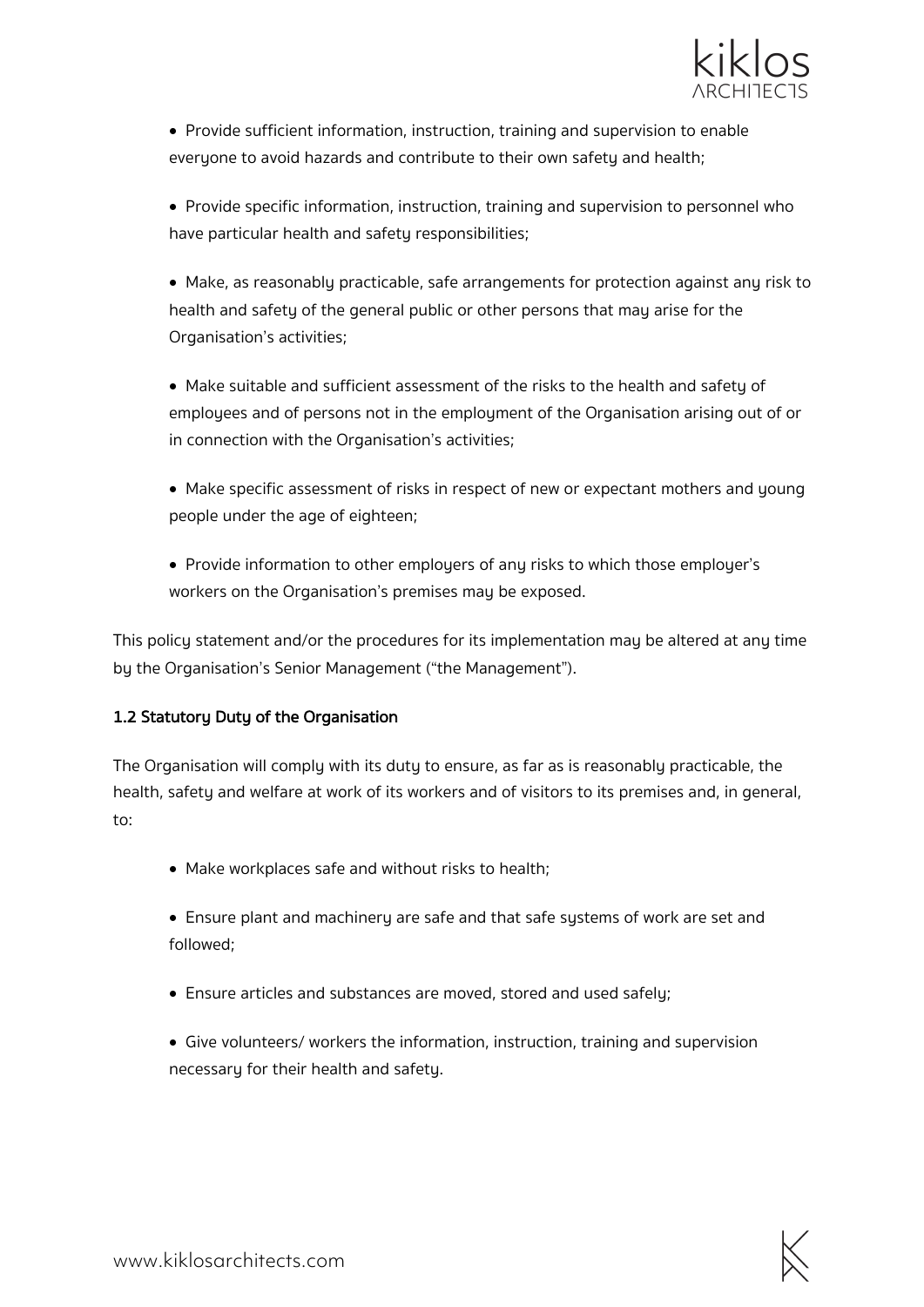- Provide sufficient information, instruction, training and supervision to enable everyone to avoid hazards and contribute to their own safety and health;

- Provide specific information, instruction, training and supervision to personnel who have particular health and safety responsibilities;

- Make, as reasonably practicable, safe arrangements for protection against any risk to health and safety of the general public or other persons that may arise for the Organisation's activities;

- Make suitable and sufficient assessment of the risks to the health and safety of employees and of persons not in the employment of the Organisation arising out of or in connection with the Organisation's activities;

- Make specific assessment of risks in respect of new or expectant mothers and young people under the age of eighteen;

- Provide information to other employers of any risks to which those employer's workers on the Organisation's premises may be exposed.

This policy statement and/or the procedures for its implementation may be altered at any time by the Organisation's Senior Management ("the Management").

### 1.2 Statutory Duty of the Organisation

The Organisation will comply with its duty to ensure, as far as is reasonably practicable, the health, safety and welfare at work of its workers and of visitors to its premises and, in general, to:

- Make workplaces safe and without risks to health;

- Ensure plant and machinery are safe and that safe systems of work are set and followed;

- Ensure articles and substances are moved, stored and used safely;

- Give volunteers/ workers the information, instruction, training and supervision necessary for their health and safety.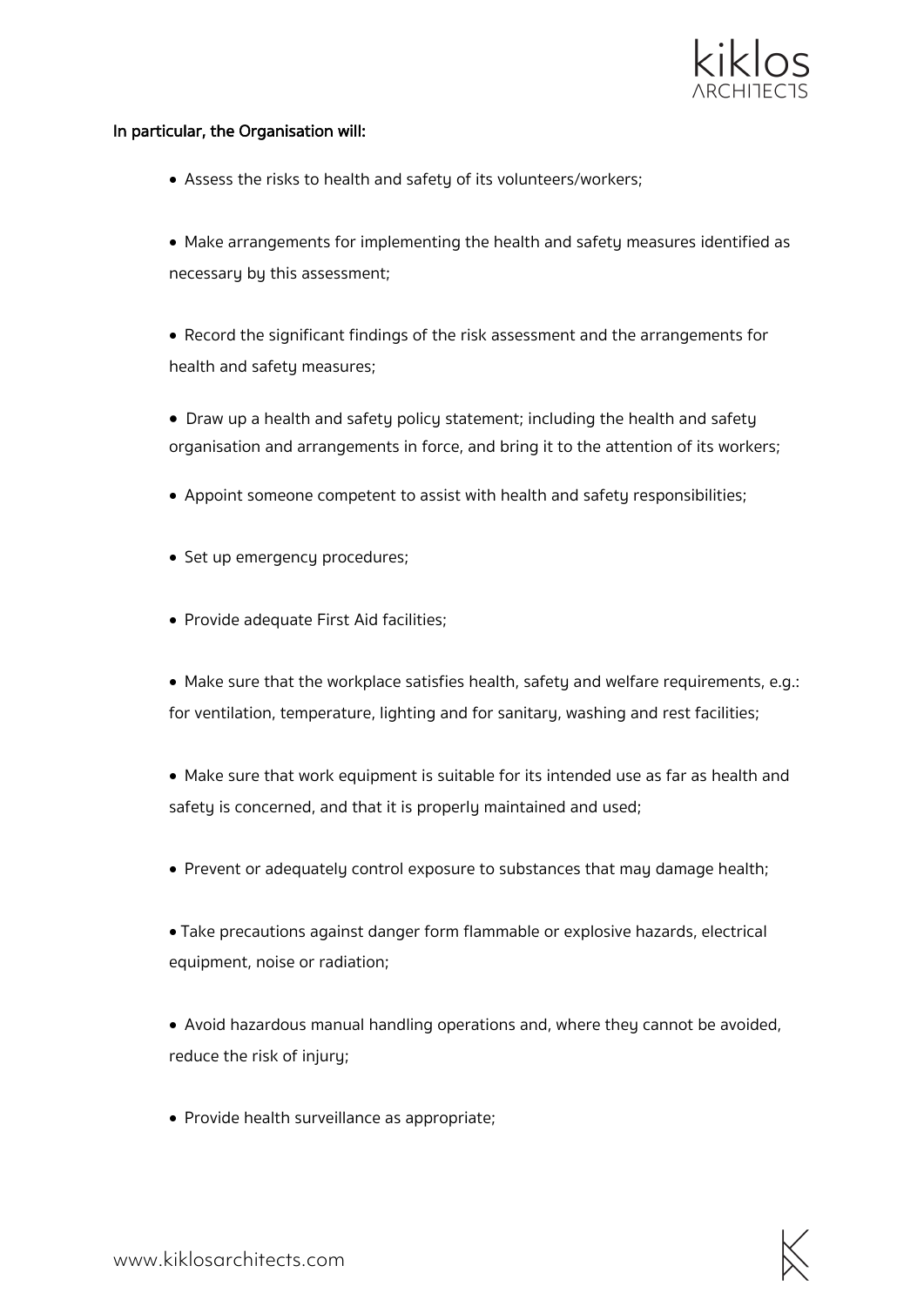**In particular, the Organisation will:**

- Assess the risks to health and safety of its volunteers/workers;
- Make arrangements for implementing the health and safety measures identified as necessary by this assessment;
- Record the significant findings of the risk assessment and the arrangements for health and safety measures;
- Draw up a health and safety policy statement; including the health and safety organisation and arrangements in force, and bring it to the attention of its workers;
- Appoint someone competent to assist with health and safety responsibilities;
- Set up emergency procedures;
- Provide adequate First Aid facilities;
- Make sure that the workplace satisfies health, safety and welfare requirements, e.g.: for ventilation, temperature, lighting and for sanitary, washing and rest facilities;
- Make sure that work equipment is suitable for its intended use as far as health and safety is concerned, and that it is properly maintained and used;
- Prevent or adequately control exposure to substances that may damage health;
- Take precautions against danger form flammable or explosive hazards, electrical equipment, noise or radiation;
- Avoid hazardous manual handling operations and, where they cannot be avoided, reduce the risk of injury;
- Provide health surveillance as appropriate;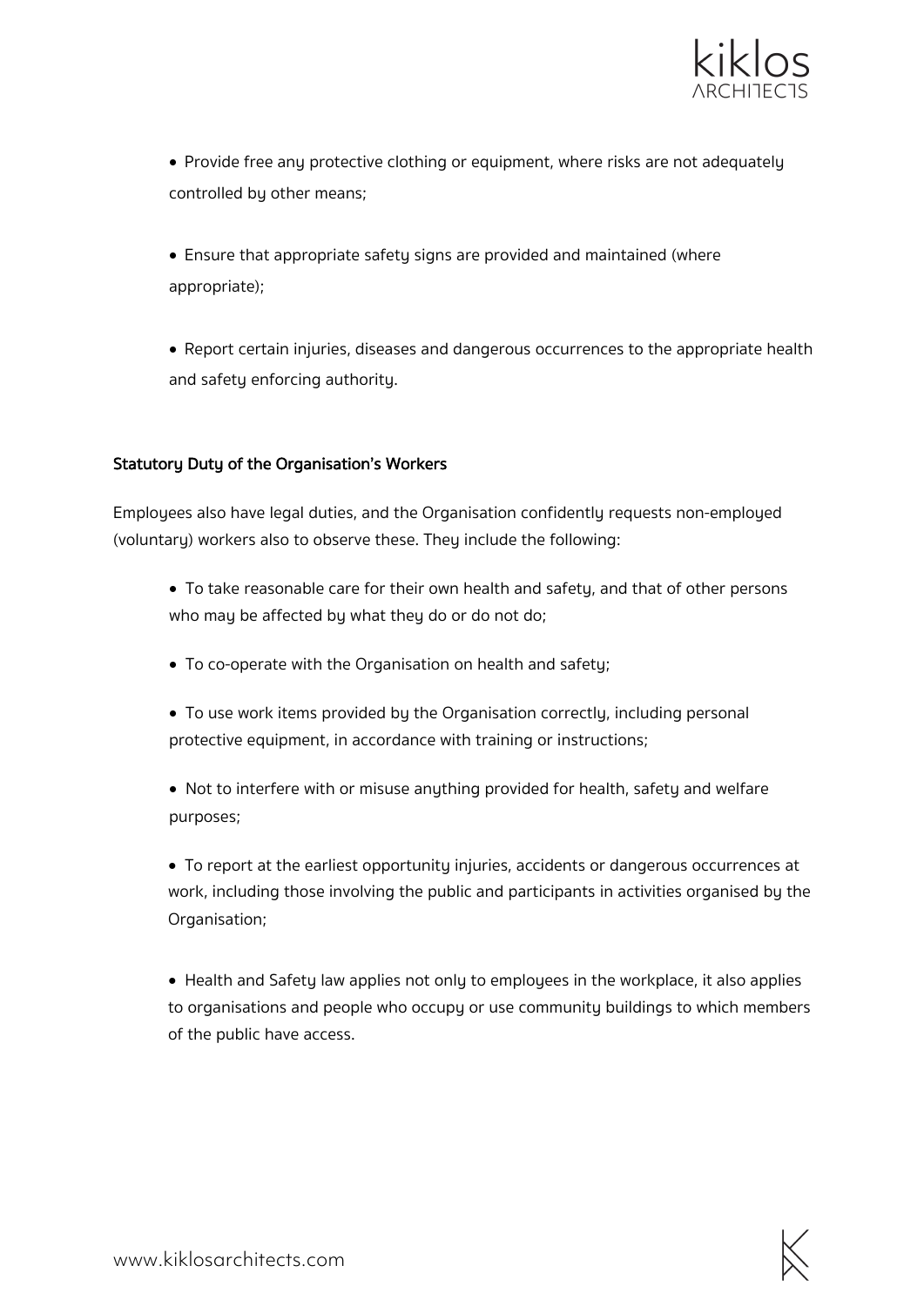- Provide free any protective clothing or equipment, where risks are not adequately controlled by other means;

- Ensure that appropriate safety signs are provided and maintained (where appropriate);

- Report certain injuries, diseases and dangerous occurrences to the appropriate health and safety enforcing authority.

### Statutory Duty of the Organisation's Workers

Employees also have legal duties, and the Organisation confidently requests non-employed (voluntary) workers also to observe these. They include the following:

- To take reasonable care for their own health and safety, and that of other persons who may be affected by what they do or do not do;

- To co-operate with the Organisation on health and safety;

- To use work items provided by the Organisation correctly, including personal protective equipment, in accordance with training or instructions;

- Not to interfere with or misuse anything provided for health, safety and welfare purposes;

- To report at the earliest opportunity injuries, accidents or dangerous occurrences at work, including those involving the public and participants in activities organised by the Organisation;

- Health and Safety law applies not only to employees in the workplace, it also applies to organisations and people who occupy or use community buildings to which members of the public have access.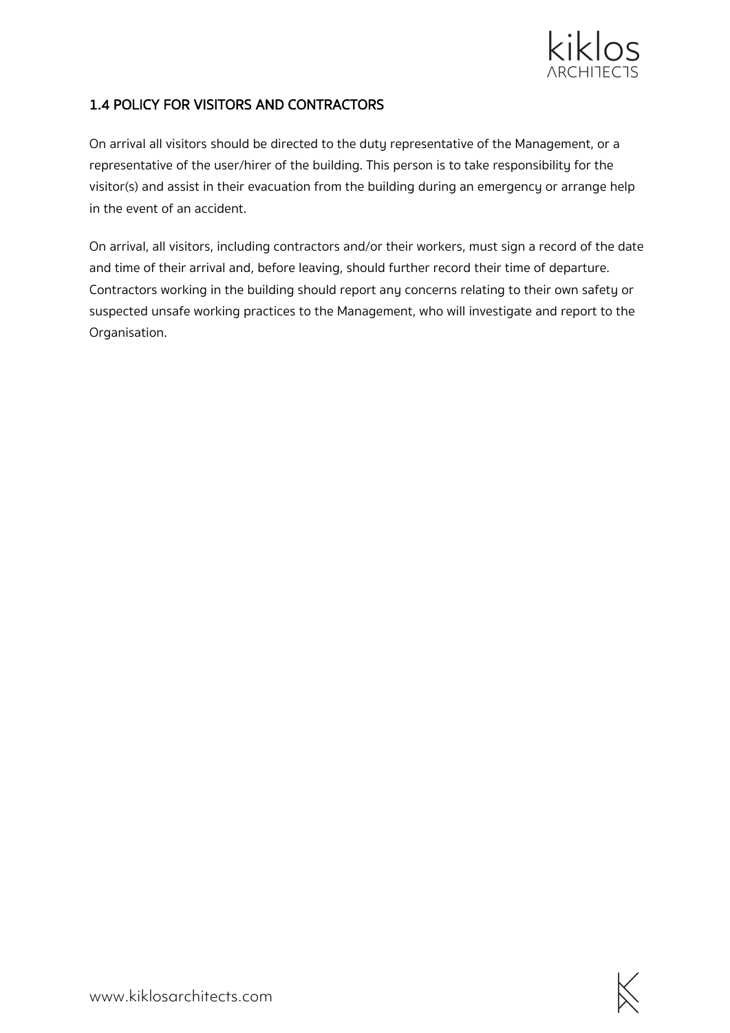## 1.4 POLICY FOR VISITORS AND CONTRACTORS

On arrival all visitors should be directed to the duty representative of the Management, or a representative of the user/hirer of the building. This person is to take responsibility for the visitor(s) and assist in their evacuation from the building during an emergency or arrange help in the event of an accident.

On arrival, all visitors, including contractors and/or their workers, must sign a record of the date and time of their arrival and, before leaving, should further record their time of departure. Contractors working in the building should report any concerns relating to their own safety or suspected unsafe working practices to the Management, who will investigate and report to the Organisation.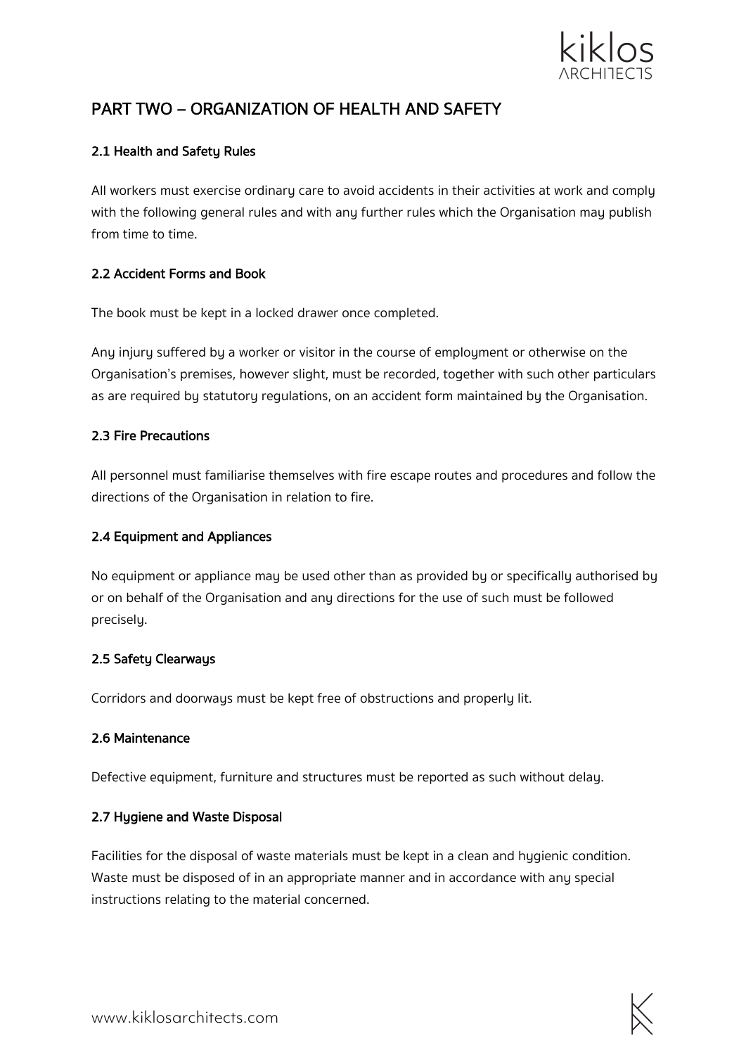## PART TWO – ORGANIZATION OF HEALTH AND SAFETY

### 2.1 Health and Safety Rules

All workers must exercise ordinary care to avoid accidents in their activities at work and comply with the following general rules and with any further rules which the Organisation may publish from time to time.

### 2.2 Accident Forms and Book

The book must be kept in a locked drawer once completed.

Any injury suffered by a worker or visitor in the course of employment or otherwise on the Organisation's premises, however slight, must be recorded, together with such other particulars as are required by statutory regulations, on an accident form maintained by the Organisation.

### 2.3 Fire Precautions

All personnel must familiarise themselves with fire escape routes and procedures and follow the directions of the Organisation in relation to fire.

### 2.4 Equipment and Appliances

No equipment or appliance may be used other than as provided by or specifically authorised by or on behalf of the Organisation and any directions for the use of such must be followed precisely.

### 2.5 Safety Clearways

Corridors and doorways must be kept free of obstructions and properly lit.

### 2.6 Maintenance

Defective equipment, furniture and structures must be reported as such without delay.

### 2.7 Hygiene and Waste Disposal

Facilities for the disposal of waste materials must be kept in a clean and hygienic condition. Waste must be disposed of in an appropriate manner and in accordance with any special instructions relating to the material concerned.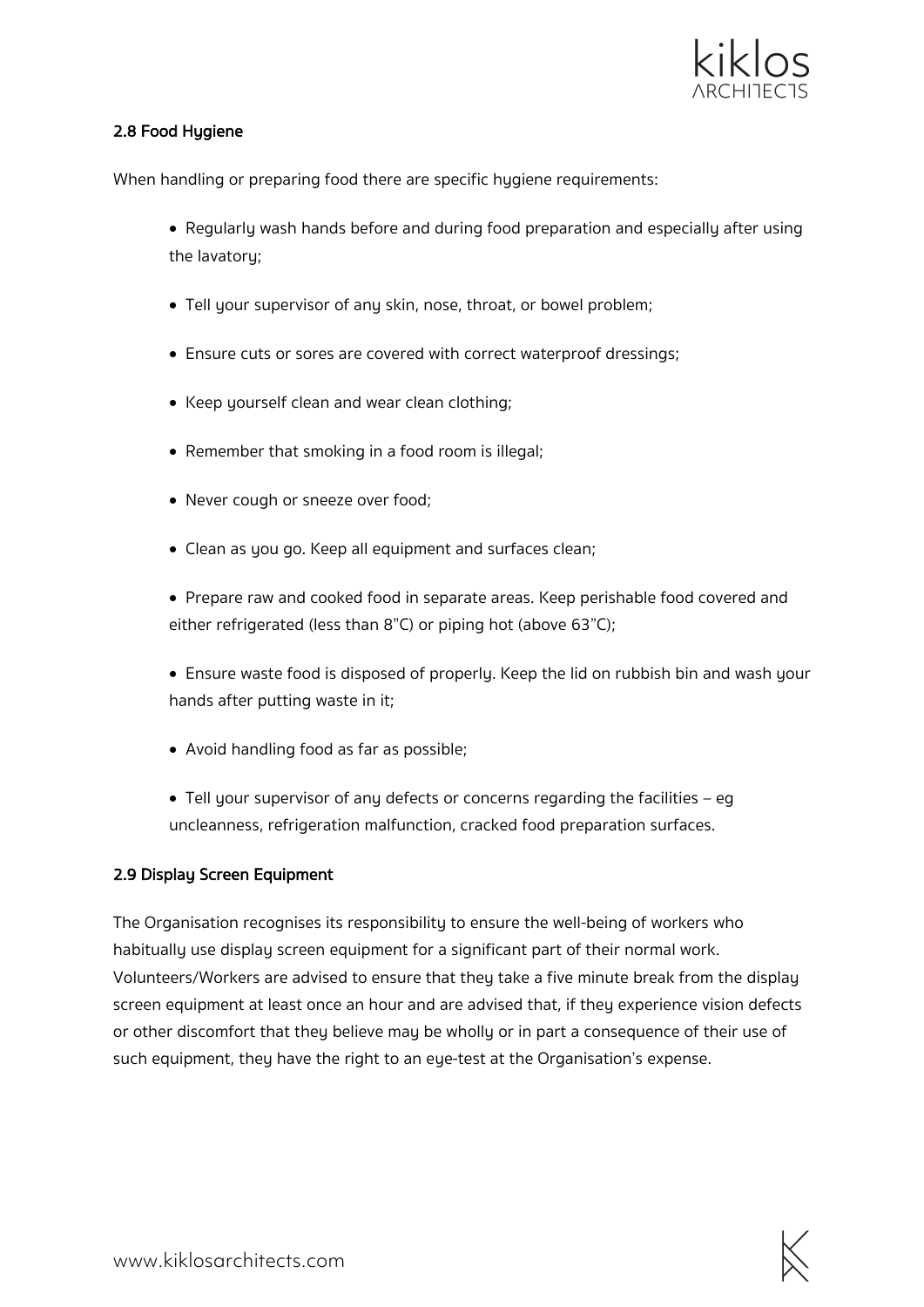### 2.8 Food Hygiene

When handling or preparing food there are specific hygiene requirements:

- Regularly wash hands before and during food preparation and especially after using the lavatory;
- Tell your supervisor of any skin, nose, throat, or bowel problem;
- Ensure cuts or sores are covered with correct waterproof dressings;
- Keep yourself clean and wear clean clothing;
- Remember that smoking in a food room is illegal;
- Never cough or sneeze over food;
- Clean as you go. Keep all equipment and surfaces clean;
- Prepare raw and cooked food in separate areas. Keep perishable food covered and either refrigerated (less than 8"C) or piping hot (above 63"C);
- Ensure waste food is disposed of properly. Keep the lid on rubbish bin and wash your hands after putting waste in it;
- Avoid handling food as far as possible;
- Tell your supervisor of any defects or concerns regarding the facilities – eg uncleanness, refrigeration malfunction, cracked food preparation surfaces.

### 2.9 Display Screen Equipment

The Organisation recognises its responsibility to ensure the well-being of workers who habitually use display screen equipment for a significant part of their normal work. Volunteers/Workers are advised to ensure that they take a five minute break from the display screen equipment at least once an hour and are advised that, if they experience vision defects or other discomfort that they believe may be wholly or in part a consequence of their use of such equipment, they have the right to an eye-test at the Organisation's expense.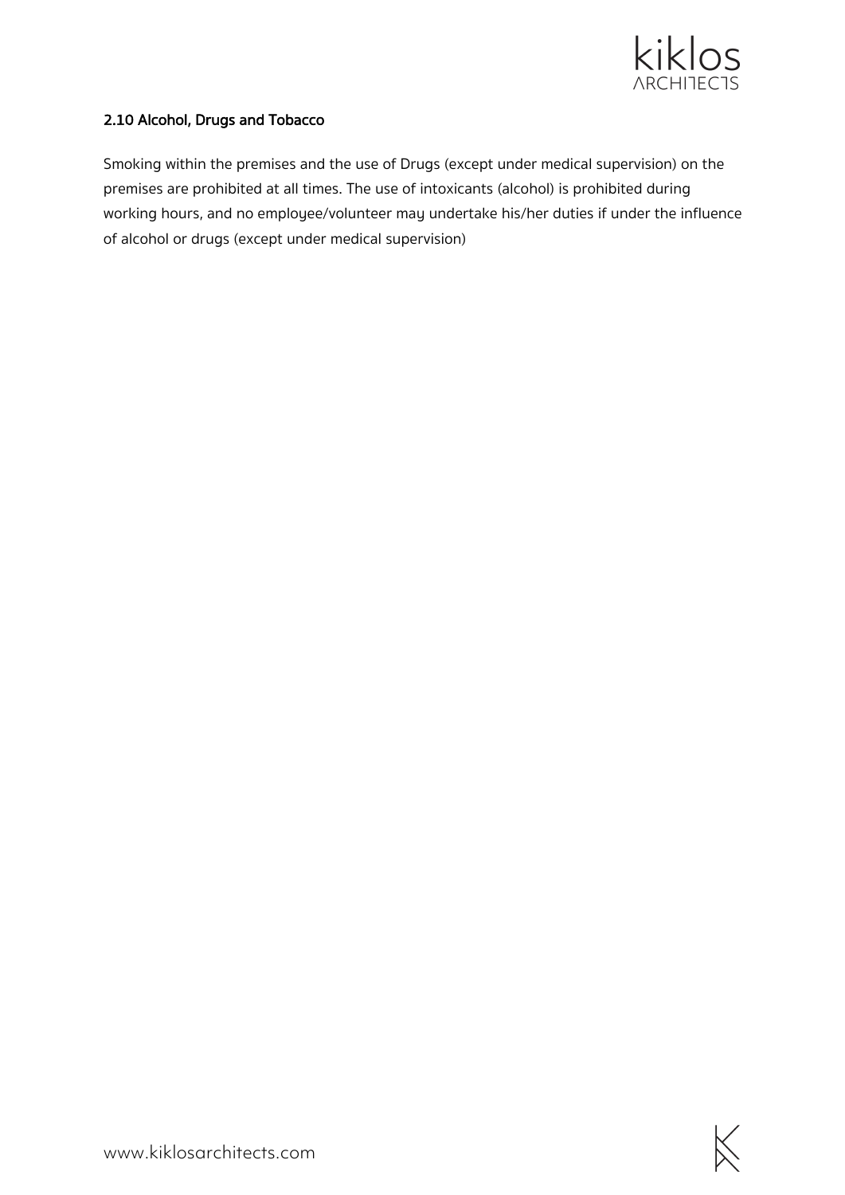### 2.10 Alcohol, Drugs and Tobacco

Smoking within the premises and the use of Drugs (except under medical supervision) on the premises are prohibited at all times. The use of intoxicants (alcohol) is prohibited during working hours, and no employee/volunteer may undertake his/her duties if under the influence of alcohol or drugs (except under medical supervision)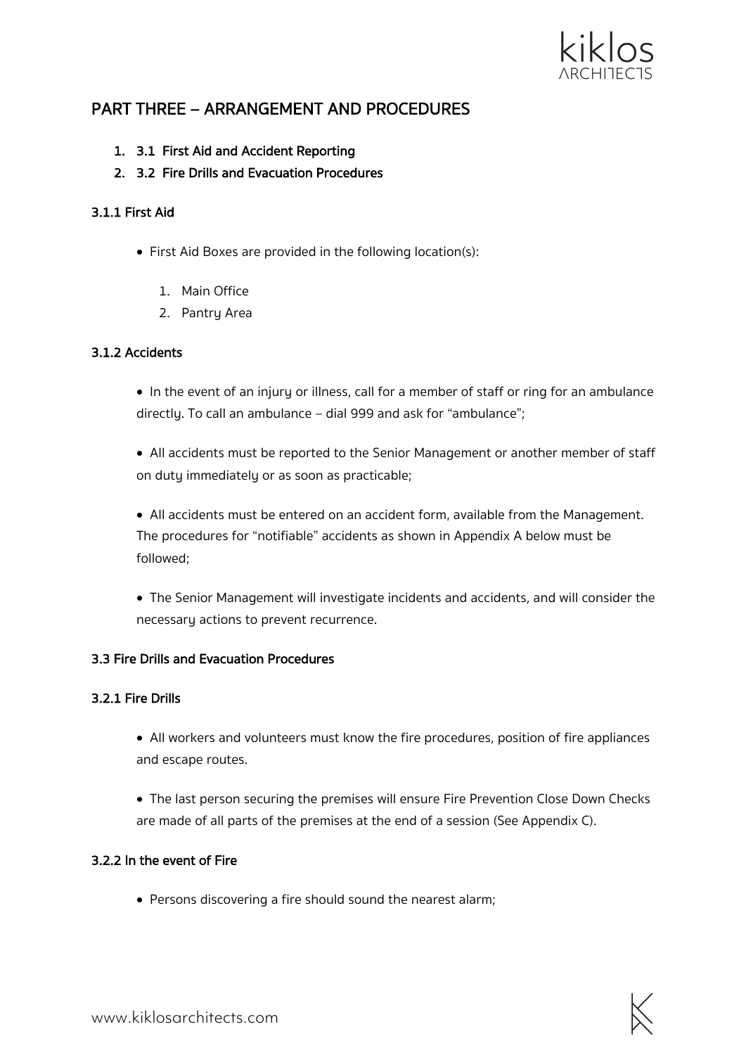## PART THREE – ARRANGEMENT AND PROCEDURES

1. **3.1 First Aid and Accident Reporting**
2. **3.2 Fire Drills and Evacuation Procedures**

### 3.1.1 First Aid

- First Aid Boxes are provided in the following location(s):
    1. Main Office
    2. Pantry Area

### 3.1.2 Accidents

- In the event of an injury or illness, call for a member of staff or ring for an ambulance directly. To call an ambulance – dial 999 and ask for "ambulance";

- All accidents must be reported to the Senior Management or another member of staff on duty immediately or as soon as practicable;

- All accidents must be entered on an accident form, available from the Management. The procedures for "notifiable" accidents as shown in Appendix A below must be followed;

- The Senior Management will investigate incidents and accidents, and will consider the necessary actions to prevent recurrence.

### 3.3 Fire Drills and Evacuation Procedures

### 3.2.1 Fire Drills

- All workers and volunteers must know the fire procedures, position of fire appliances and escape routes.

- The last person securing the premises will ensure Fire Prevention Close Down Checks are made of all parts of the premises at the end of a session (See Appendix C).

### 3.2.2 In the event of Fire

- Persons discovering a fire should sound the nearest alarm;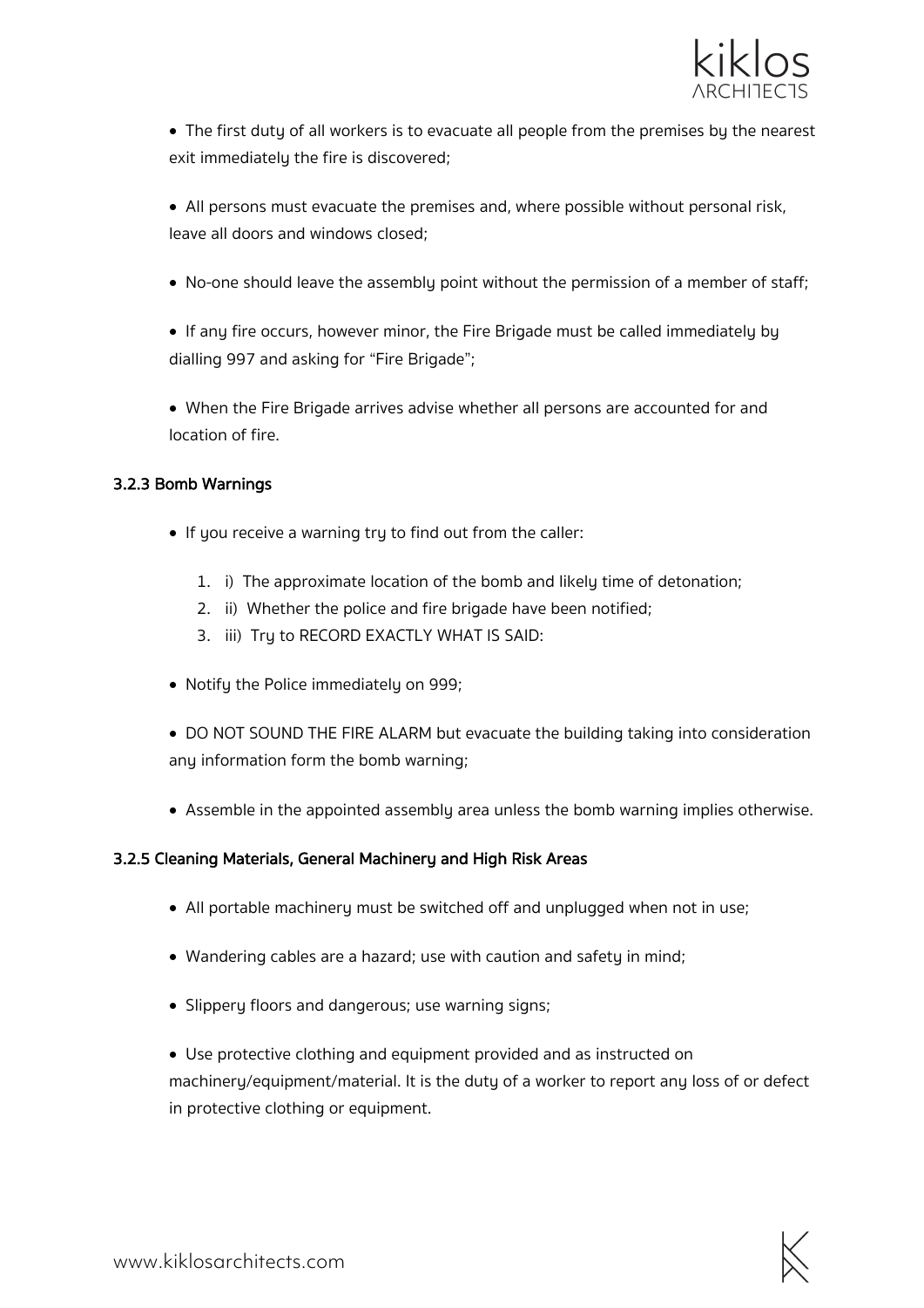- The first duty of all workers is to evacuate all people from the premises by the nearest exit immediately the fire is discovered;

- All persons must evacuate the premises and, where possible without personal risk, leave all doors and windows closed;

- No-one should leave the assembly point without the permission of a member of staff;

- If any fire occurs, however minor, the Fire Brigade must be called immediately by dialling 997 and asking for "Fire Brigade";

- When the Fire Brigade arrives advise whether all persons are accounted for and location of fire.

### 3.2.3 Bomb Warnings

- If you receive a warning try to find out from the caller:

  1. i) The approximate location of the bomb and likely time of detonation;
  2. ii) Whether the police and fire brigade have been notified;
  3. iii) Try to RECORD EXACTLY WHAT IS SAID:

- Notify the Police immediately on 999;

- DO NOT SOUND THE FIRE ALARM but evacuate the building taking into consideration any information form the bomb warning;

- Assemble in the appointed assembly area unless the bomb warning implies otherwise.

### 3.2.5 Cleaning Materials, General Machinery and High Risk Areas

- All portable machinery must be switched off and unplugged when not in use;

- Wandering cables are a hazard; use with caution and safety in mind;

- Slippery floors and dangerous; use warning signs;

- Use protective clothing and equipment provided and as instructed on machinery/equipment/material. It is the duty of a worker to report any loss of or defect in protective clothing or equipment.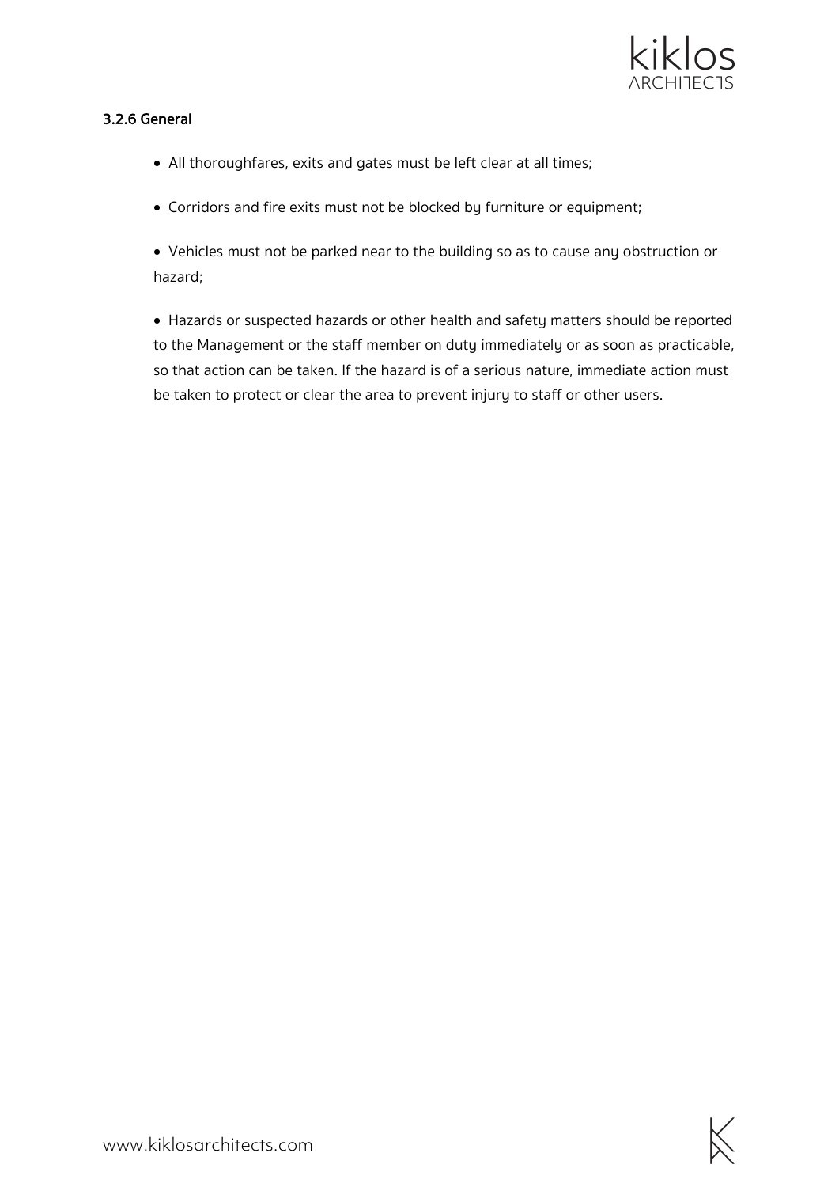#### 3.2.6 General

- All thoroughfares, exits and gates must be left clear at all times;
- Corridors and fire exits must not be blocked by furniture or equipment;
- Vehicles must not be parked near to the building so as to cause any obstruction or hazard;
- Hazards or suspected hazards or other health and safety matters should be reported to the Management or the staff member on duty immediately or as soon as practicable, so that action can be taken. If the hazard is of a serious nature, immediate action must be taken to protect or clear the area to prevent injury to staff or other users.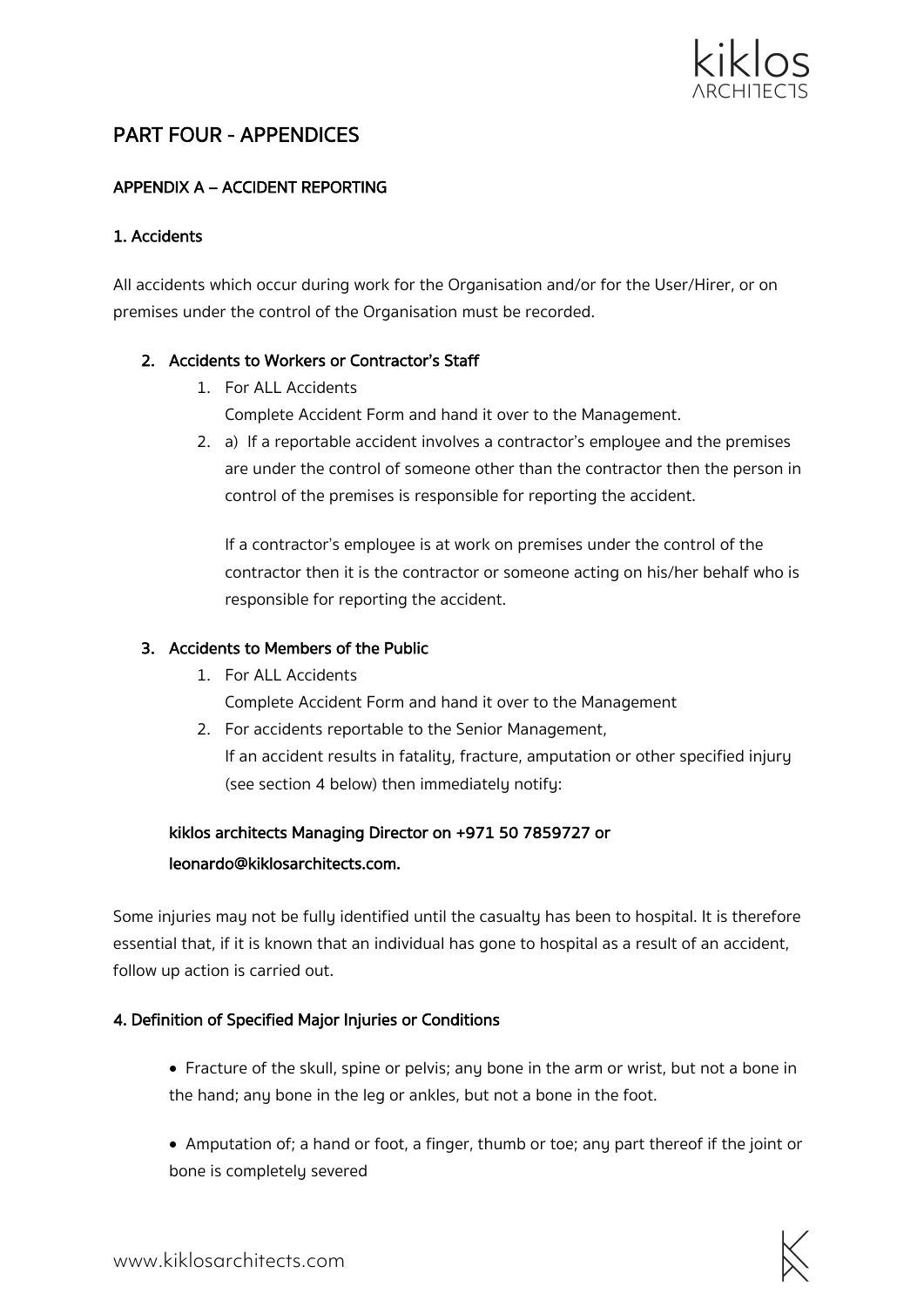# PART FOUR - APPENDICES

## APPENDIX A – ACCIDENT REPORTING

### 1. Accidents

All accidents which occur during work for the Organisation and/or for the User/Hirer, or on premises under the control of the Organisation must be recorded.

### 2. Accidents to Workers or Contractor's Staff

1. For ALL Accidents
   Complete Accident Form and hand it over to the Management.
2. a) If a reportable accident involves a contractor's employee and the premises are under the control of someone other than the contractor then the person in control of the premises is responsible for reporting the accident.

   If a contractor's employee is at work on premises under the control of the contractor then it is the contractor or someone acting on his/her behalf who is responsible for reporting the accident.

### 3. Accidents to Members of the Public

1. For ALL Accidents
   Complete Accident Form and hand it over to the Management
2. For accidents reportable to the Senior Management,
   If an accident results in fatality, fracture, amputation or other specified injury (see section 4 below) then immediately notify:

**kiklos architects Managing Director on +971 50 7859727 or leonardo@kiklosarchitects.com.**

Some injuries may not be fully identified until the casualty has been to hospital. It is therefore essential that, if it is known that an individual has gone to hospital as a result of an accident, follow up action is carried out.

### 4. Definition of Specified Major Injuries or Conditions

- Fracture of the skull, spine or pelvis; any bone in the arm or wrist, but not a bone in the hand; any bone in the leg or ankles, but not a bone in the foot.

- Amputation of; a hand or foot, a finger, thumb or toe; any part thereof if the joint or bone is completely severed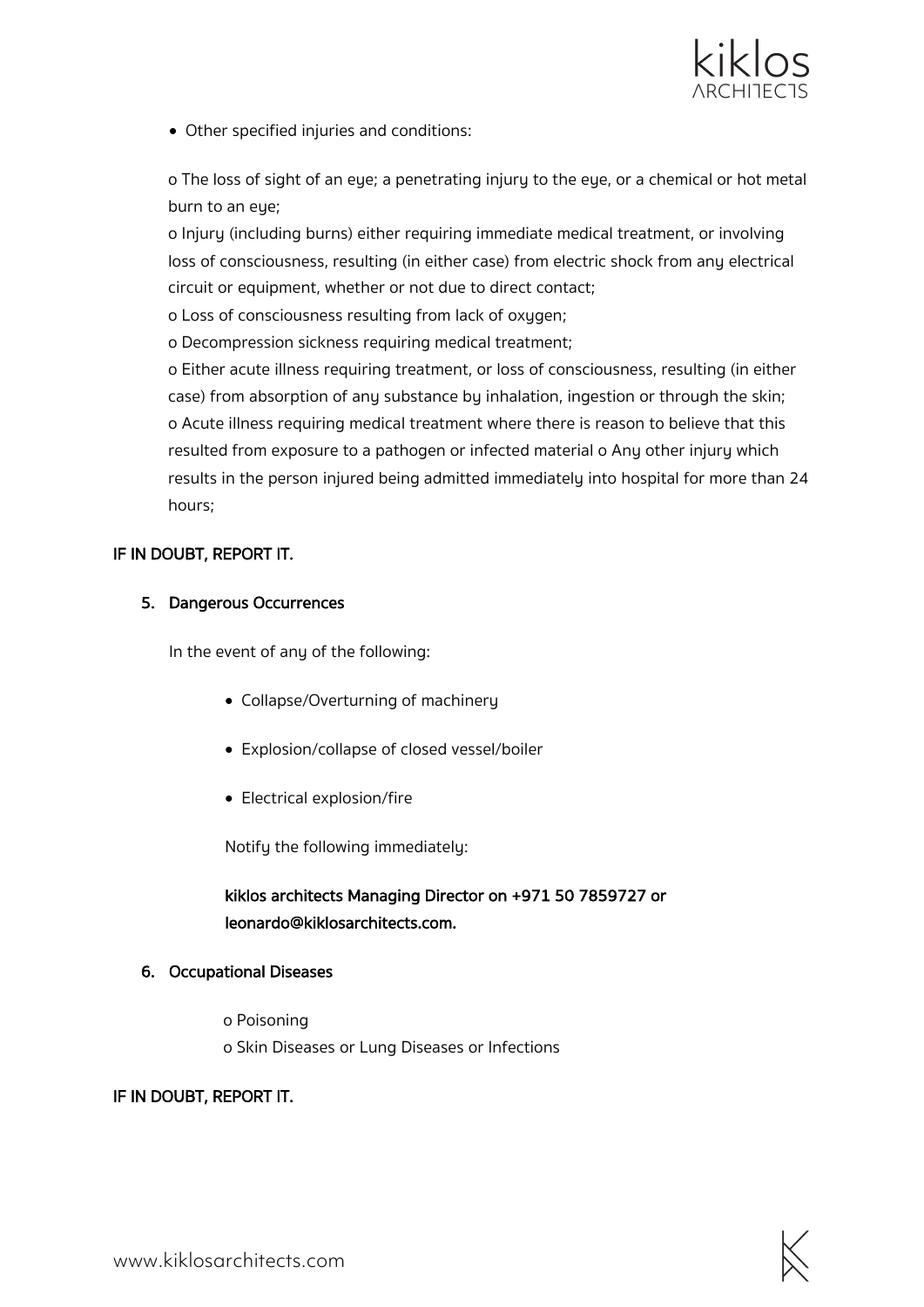- Other specified injuries and conditions:

o The loss of sight of an eye; a penetrating injury to the eye, or a chemical or hot metal burn to an eye;
o Injury (including burns) either requiring immediate medical treatment, or involving loss of consciousness, resulting (in either case) from electric shock from any electrical circuit or equipment, whether or not due to direct contact;
o Loss of consciousness resulting from lack of oxygen;
o Decompression sickness requiring medical treatment;
o Either acute illness requiring treatment, or loss of consciousness, resulting (in either case) from absorption of any substance by inhalation, ingestion or through the skin;
o Acute illness requiring medical treatment where there is reason to believe that this resulted from exposure to a pathogen or infected material o Any other injury which results in the person injured being admitted immediately into hospital for more than 24 hours;

**IF IN DOUBT, REPORT IT.**

**5. Dangerous Occurrences**

In the event of any of the following:

- Collapse/Overturning of machinery
- Explosion/collapse of closed vessel/boiler
- Electrical explosion/fire

Notify the following immediately:

**kiklos architects Managing Director on +971 50 7859727 or leonardo@kiklosarchitects.com.**

**6. Occupational Diseases**

o Poisoning
o Skin Diseases or Lung Diseases or Infections

**IF IN DOUBT, REPORT IT.**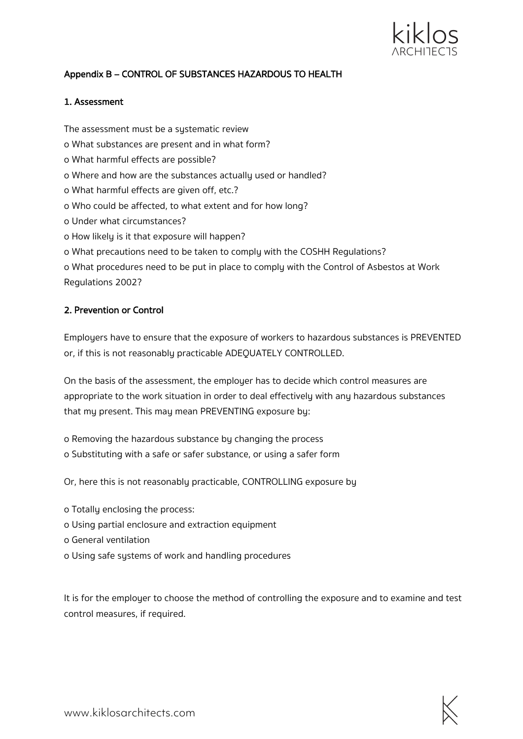## Appendix B – CONTROL OF SUBSTANCES HAZARDOUS TO HEALTH

### 1. Assessment

The assessment must be a systematic review

- o What substances are present and in what form?
- o What harmful effects are possible?
- o Where and how are the substances actually used or handled?
- o What harmful effects are given off, etc.?
- o Who could be affected, to what extent and for how long?
- o Under what circumstances?
- o How likely is it that exposure will happen?
- o What precautions need to be taken to comply with the COSHH Regulations?
- o What procedures need to be put in place to comply with the Control of Asbestos at Work Regulations 2002?

### 2. Prevention or Control

Employers have to ensure that the exposure of workers to hazardous substances is PREVENTED or, if this is not reasonably practicable ADEQUATELY CONTROLLED.

On the basis of the assessment, the employer has to decide which control measures are appropriate to the work situation in order to deal effectively with any hazardous substances that my present. This may mean PREVENTING exposure by:

- o Removing the hazardous substance by changing the process
- o Substituting with a safe or safer substance, or using a safer form

Or, here this is not reasonably practicable, CONTROLLING exposure by

- o Totally enclosing the process:
- o Using partial enclosure and extraction equipment
- o General ventilation
- o Using safe systems of work and handling procedures

It is for the employer to choose the method of controlling the exposure and to examine and test control measures, if required.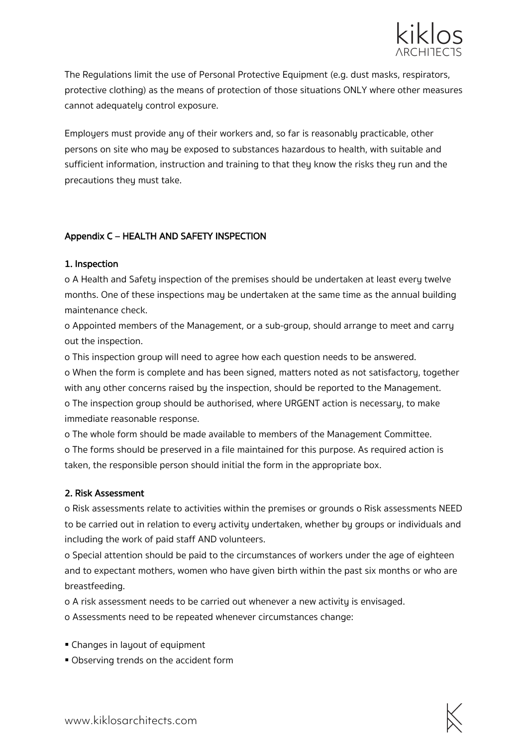The Regulations limit the use of Personal Protective Equipment (e.g. dust masks, respirators, protective clothing) as the means of protection of those situations ONLY where other measures cannot adequately control exposure.

Employers must provide any of their workers and, so far is reasonably practicable, other persons on site who may be exposed to substances hazardous to health, with suitable and sufficient information, instruction and training to that they know the risks they run and the precautions they must take.

## Appendix C – HEALTH AND SAFETY INSPECTION

### 1. Inspection

o A Health and Safety inspection of the premises should be undertaken at least every twelve months. One of these inspections may be undertaken at the same time as the annual building maintenance check.

o Appointed members of the Management, or a sub-group, should arrange to meet and carry out the inspection.

o This inspection group will need to agree how each question needs to be answered.

o When the form is complete and has been signed, matters noted as not satisfactory, together with any other concerns raised by the inspection, should be reported to the Management.

o The inspection group should be authorised, where URGENT action is necessary, to make immediate reasonable response.

o The whole form should be made available to members of the Management Committee.

o The forms should be preserved in a file maintained for this purpose. As required action is taken, the responsible person should initial the form in the appropriate box.

### 2. Risk Assessment

o Risk assessments relate to activities within the premises or grounds o Risk assessments NEED to be carried out in relation to every activity undertaken, whether by groups or individuals and including the work of paid staff AND volunteers.

o Special attention should be paid to the circumstances of workers under the age of eighteen and to expectant mothers, women who have given birth within the past six months or who are breastfeeding.

o A risk assessment needs to be carried out whenever a new activity is envisaged.

o Assessments need to be repeated whenever circumstances change:

- Changes in layout of equipment
- Observing trends on the accident form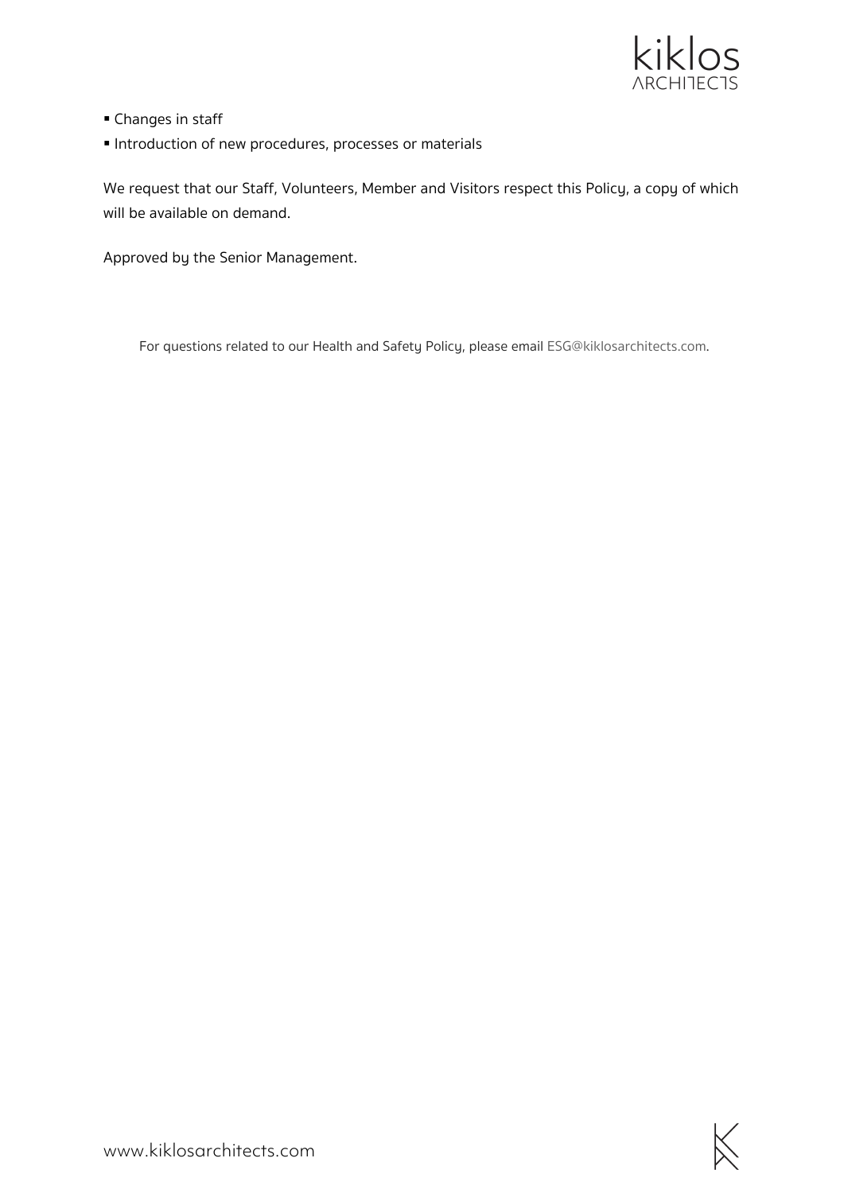- Changes in staff
- Introduction of new procedures, processes or materials

We request that our Staff, Volunteers, Member and Visitors respect this Policy, a copy of which will be available on demand.

Approved by the Senior Management.

For questions related to our Health and Safety Policy, please email ESG@kiklosarchitects.com.